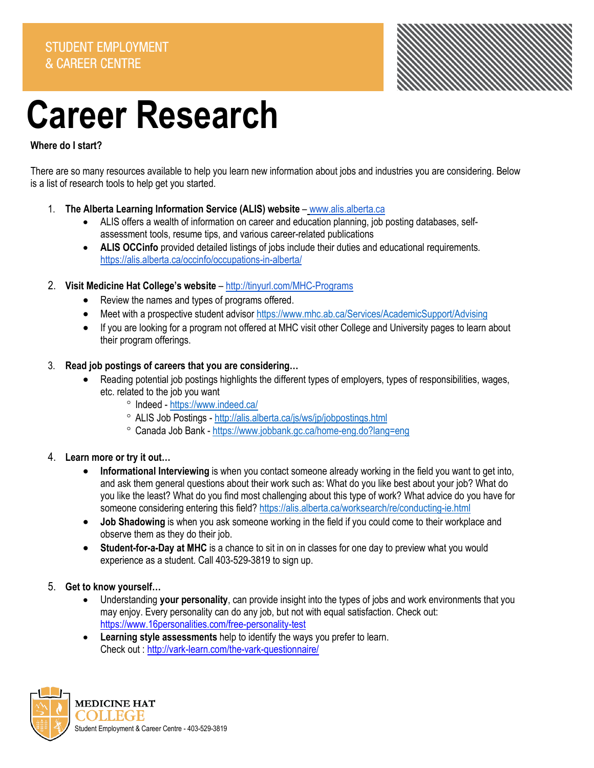STUDENT EMPLOYMENT & CAREER CENTRE

# Career Research

**Where do I start?**

There are so many resources available to help you learn new information about jobs and industries you are considering. Below is a list of research tools to help get you started.

1. **The Alberta Learning Information Service (ALIS) website** – www.alis.alberta.ca
   - ALIS offers a wealth of information on career and education planning, job posting databases, self-assessment tools, resume tips, and various career-related publications
   - **ALIS OCCinfo** provided detailed listings of jobs include their duties and educational requirements. https://alis.alberta.ca/occinfo/occupations-in-alberta/

2. **Visit Medicine Hat College's website** – http://tinyurl.com/MHC-Programs
   - Review the names and types of programs offered.
   - Meet with a prospective student advisor https://www.mhc.ab.ca/Services/AcademicSupport/Advising
   - If you are looking for a program not offered at MHC visit other College and University pages to learn about their program offerings.

3. **Read job postings of careers that you are considering…**
   - Reading potential job postings highlights the different types of employers, types of responsibilities, wages, etc. related to the job you want
     - Indeed - https://www.indeed.ca/
     - ALIS Job Postings - http://alis.alberta.ca/js/ws/jp/jobpostings.html
     - Canada Job Bank - https://www.jobbank.gc.ca/home-eng.do?lang=eng

4. **Learn more or try it out…**
   - **Informational Interviewing** is when you contact someone already working in the field you want to get into, and ask them general questions about their work such as: What do you like best about your job? What do you like the least? What do you find most challenging about this type of work? What advice do you have for someone considering entering this field? https://alis.alberta.ca/worksearch/re/conducting-ie.html
   - **Job Shadowing** is when you ask someone working in the field if you could come to their workplace and observe them as they do their job.
   - **Student-for-a-Day at MHC** is a chance to sit in on in classes for one day to preview what you would experience as a student. Call 403-529-3819 to sign up.

5. **Get to know yourself…**
   - Understanding **your personality**, can provide insight into the types of jobs and work environments that you may enjoy. Every personality can do any job, but not with equal satisfaction. Check out: https://www.16personalities.com/free-personality-test
   - **Learning style assessments** help to identify the ways you prefer to learn. Check out : http://vark-learn.com/the-vark-questionnaire/

MEDICINE HAT COLLEGE
Student Employment & Career Centre - 403-529-3819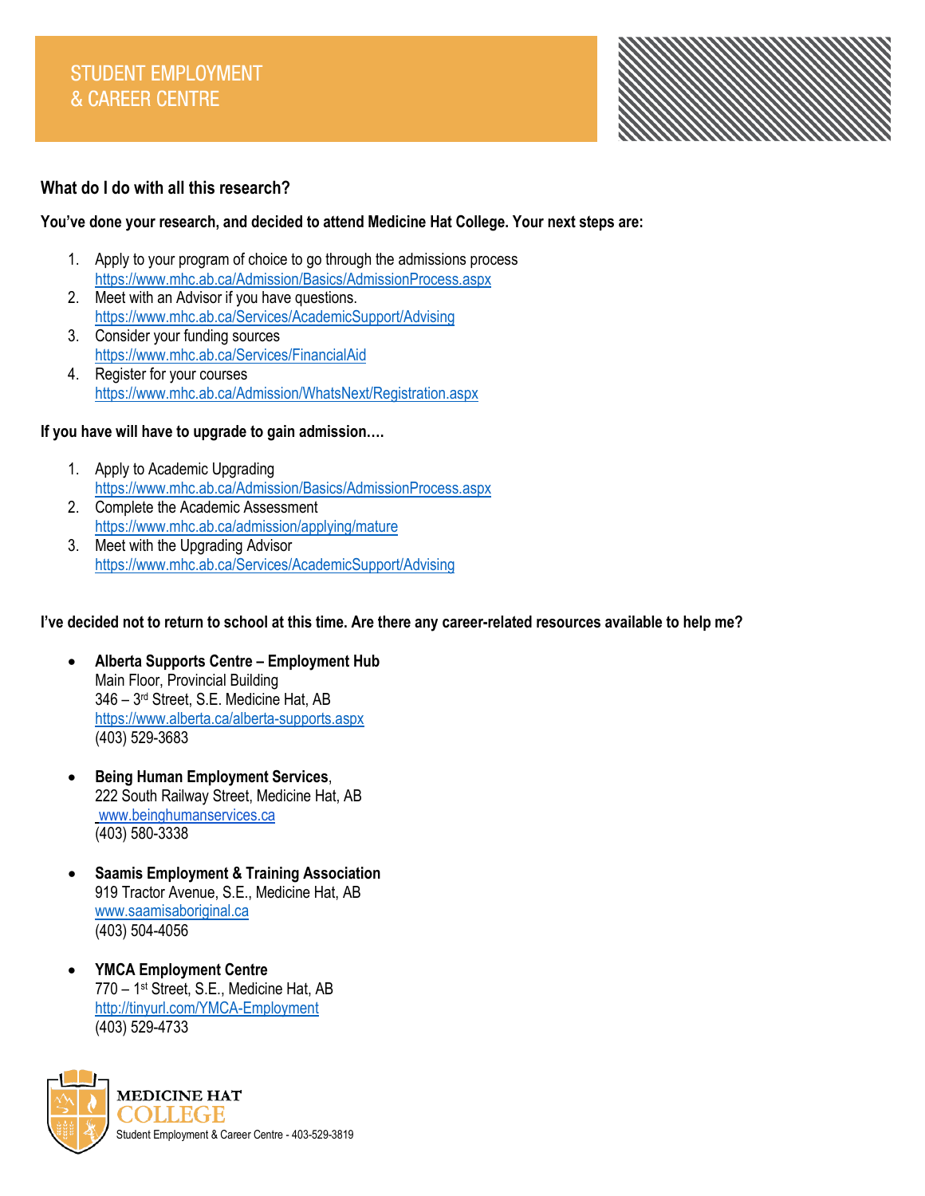STUDENT EMPLOYMENT
& CAREER CENTRE

## What do I do with all this research?

**You've done your research, and decided to attend Medicine Hat College. Your next steps are:**

1. Apply to your program of choice to go through the admissions process
   https://www.mhc.ab.ca/Admission/Basics/AdmissionProcess.aspx
2. Meet with an Advisor if you have questions.
   https://www.mhc.ab.ca/Services/AcademicSupport/Advising
3. Consider your funding sources
   https://www.mhc.ab.ca/Services/FinancialAid
4. Register for your courses
   https://www.mhc.ab.ca/Admission/WhatsNext/Registration.aspx

**If you have will have to upgrade to gain admission….**

1. Apply to Academic Upgrading
   https://www.mhc.ab.ca/Admission/Basics/AdmissionProcess.aspx
2. Complete the Academic Assessment
   https://www.mhc.ab.ca/admission/applying/mature
3. Meet with the Upgrading Advisor
   https://www.mhc.ab.ca/Services/AcademicSupport/Advising

**I've decided not to return to school at this time. Are there any career-related resources available to help me?**

- **Alberta Supports Centre – Employment Hub**
  Main Floor, Provincial Building
  346 – 3rd Street, S.E. Medicine Hat, AB
  https://www.alberta.ca/alberta-supports.aspx
  (403) 529-3683

- **Being Human Employment Services**,
  222 South Railway Street, Medicine Hat, AB
  www.beinghumanservices.ca
  (403) 580-3338

- **Saamis Employment & Training Association**
  919 Tractor Avenue, S.E., Medicine Hat, AB
  www.saamisaboriginal.ca
  (403) 504-4056

- **YMCA Employment Centre**
  770 – 1st Street, S.E., Medicine Hat, AB
  http://tinyurl.com/YMCA-Employment
  (403) 529-4733

MEDICINE HAT COLLEGE
Student Employment & Career Centre - 403-529-3819